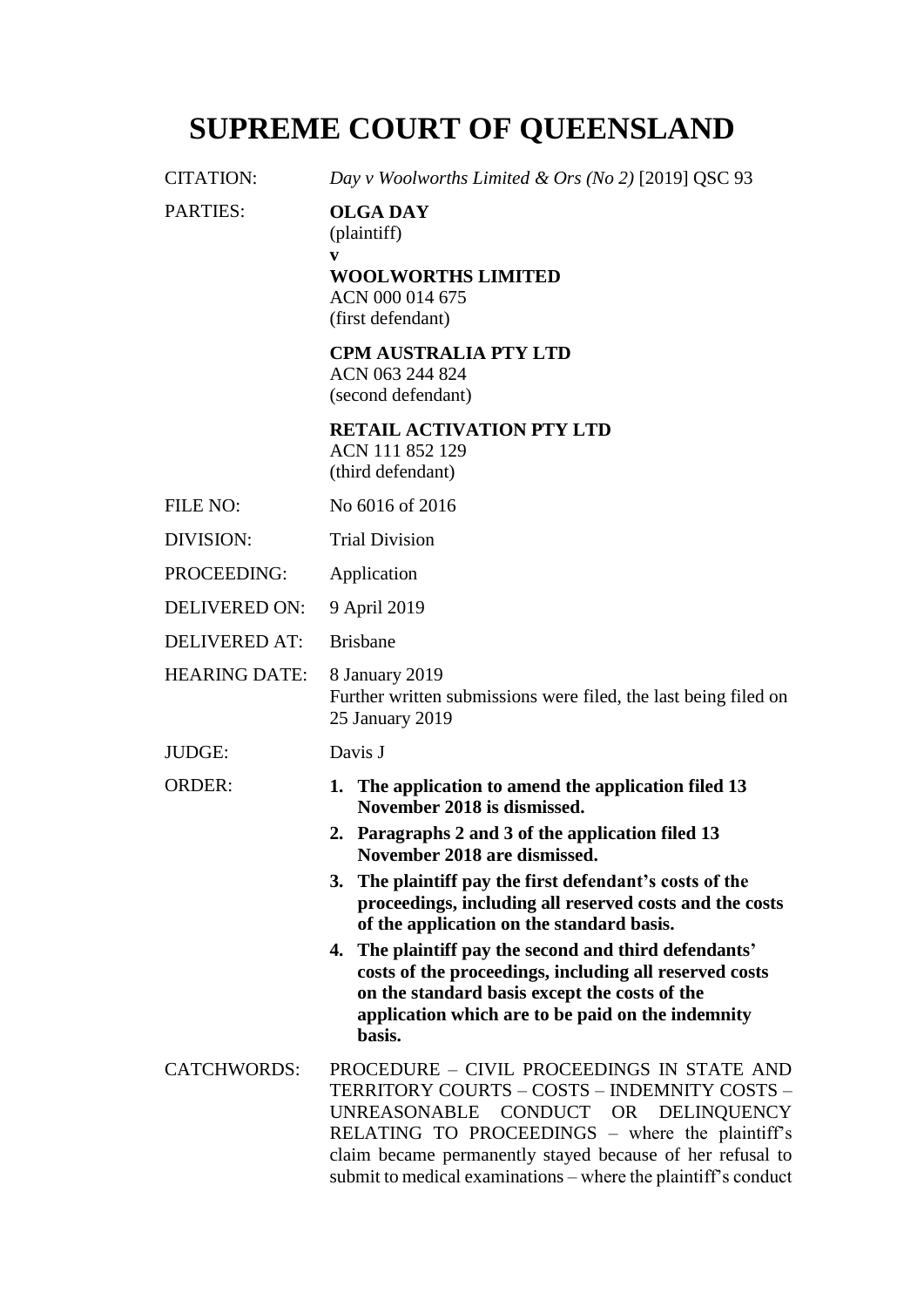# SUPREME COURT OF QUEENSLAND

CITATION: *Day v Woolworths Limited & Ors (No 2)* [2019] QSC 93

PARTIES: **OLGA DAY**
(plaintiff)
**v**
**WOOLWORTHS LIMITED**
ACN 000 014 675
(first defendant)

**CPM AUSTRALIA PTY LTD**
ACN 063 244 824
(second defendant)

**RETAIL ACTIVATION PTY LTD**
ACN 111 852 129
(third defendant)

FILE NO: No 6016 of 2016

DIVISION: Trial Division

PROCEEDING: Application

DELIVERED ON: 9 April 2019

DELIVERED AT: Brisbane

HEARING DATE: 8 January 2019
Further written submissions were filed, the last being filed on 25 January 2019

JUDGE: Davis J

ORDER:

1. **The application to amend the application filed 13 November 2018 is dismissed.**
2. **Paragraphs 2 and 3 of the application filed 13 November 2018 are dismissed.**
3. **The plaintiff pay the first defendant's costs of the proceedings, including all reserved costs and the costs of the application on the standard basis.**
4. **The plaintiff pay the second and third defendants' costs of the proceedings, including all reserved costs on the standard basis except the costs of the application which are to be paid on the indemnity basis.**

CATCHWORDS: PROCEDURE – CIVIL PROCEEDINGS IN STATE AND TERRITORY COURTS – COSTS – INDEMNITY COSTS – UNREASONABLE CONDUCT OR DELINQUENCY RELATING TO PROCEEDINGS – where the plaintiff's claim became permanently stayed because of her refusal to submit to medical examinations – where the plaintiff's conduct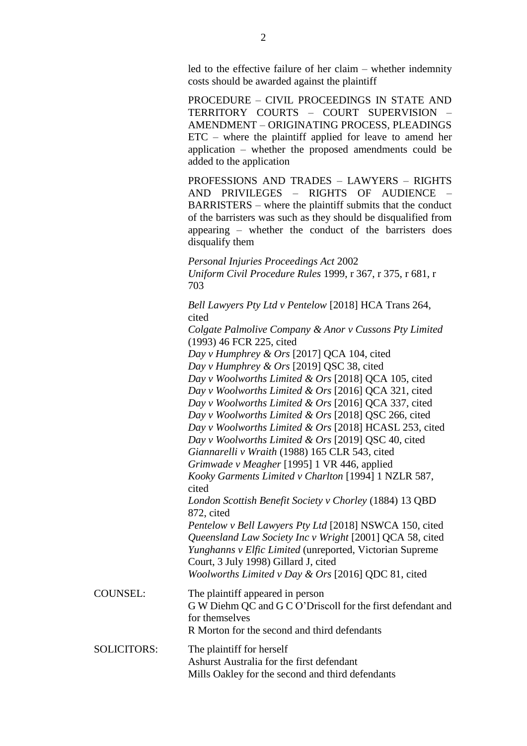led to the effective failure of her claim – whether indemnity costs should be awarded against the plaintiff

PROCEDURE – CIVIL PROCEEDINGS IN STATE AND TERRITORY COURTS – COURT SUPERVISION – AMENDMENT – ORIGINATING PROCESS, PLEADINGS ETC – where the plaintiff applied for leave to amend her application – whether the proposed amendments could be added to the application

PROFESSIONS AND TRADES – LAWYERS – RIGHTS AND PRIVILEGES – RIGHTS OF AUDIENCE – BARRISTERS – where the plaintiff submits that the conduct of the barristers was such as they should be disqualified from appearing – whether the conduct of the barristers does disqualify them

*Personal Injuries Proceedings Act* 2002
*Uniform Civil Procedure Rules* 1999, r 367, r 375, r 681, r 703

*Bell Lawyers Pty Ltd v Pentelow* [2018] HCA Trans 264, cited
*Colgate Palmolive Company & Anor v Cussons Pty Limited* (1993) 46 FCR 225, cited
*Day v Humphrey & Ors* [2017] QCA 104, cited
*Day v Humphrey & Ors* [2019] QSC 38, cited
*Day v Woolworths Limited & Ors* [2018] QCA 105, cited
*Day v Woolworths Limited & Ors* [2016] QCA 321, cited
*Day v Woolworths Limited & Ors* [2016] QCA 337, cited
*Day v Woolworths Limited & Ors* [2018] QSC 266, cited
*Day v Woolworths Limited & Ors* [2018] HCASL 253, cited
*Day v Woolworths Limited & Ors* [2019] QSC 40, cited
*Giannarelli v Wraith* (1988) 165 CLR 543, cited
*Grimwade v Meagher* [1995] 1 VR 446, applied
*Kooky Garments Limited v Charlton* [1994] 1 NZLR 587, cited
*London Scottish Benefit Society v Chorley* (1884) 13 QBD 872, cited
*Pentelow v Bell Lawyers Pty Ltd* [2018] NSWCA 150, cited
*Queensland Law Society Inc v Wright* [2001] QCA 58, cited
*Yunghanns v Elfic Limited* (unreported, Victorian Supreme Court, 3 July 1998) Gillard J, cited
*Woolworths Limited v Day & Ors* [2016] QDC 81, cited

COUNSEL: The plaintiff appeared in person
G W Diehm QC and G C O'Driscoll for the first defendant and for themselves
R Morton for the second and third defendants

SOLICITORS: The plaintiff for herself
Ashurst Australia for the first defendant
Mills Oakley for the second and third defendants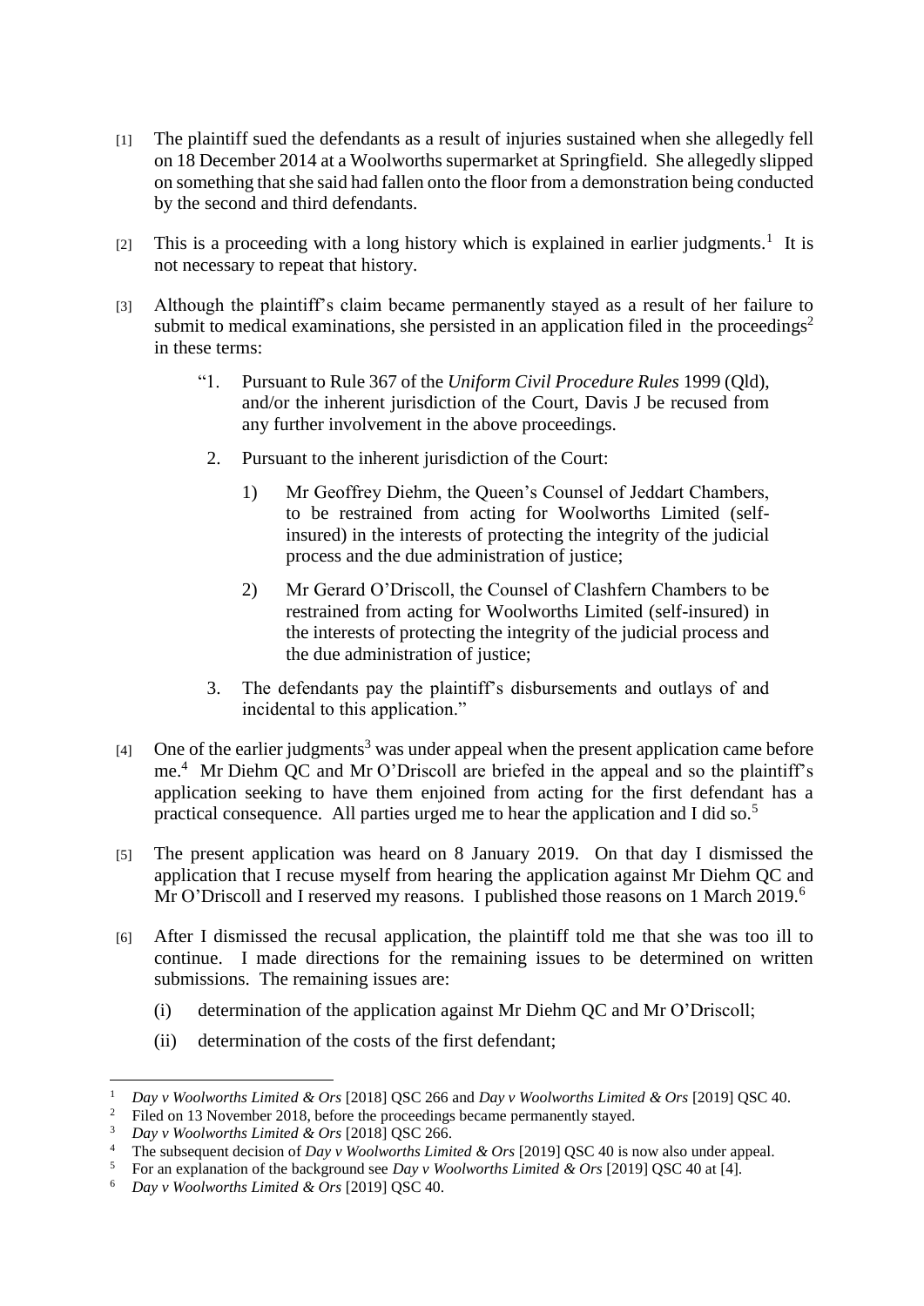[1] The plaintiff sued the defendants as a result of injuries sustained when she allegedly fell on 18 December 2014 at a Woolworths supermarket at Springfield. She allegedly slipped on something that she said had fallen onto the floor from a demonstration being conducted by the second and third defendants.

[2] This is a proceeding with a long history which is explained in earlier judgments.[1] It is not necessary to repeat that history.

[3] Although the plaintiff's claim became permanently stayed as a result of her failure to submit to medical examinations, she persisted in an application filed in the proceedings[2] in these terms:

> "1. Pursuant to Rule 367 of the *Uniform Civil Procedure Rules* 1999 (Qld), and/or the inherent jurisdiction of the Court, Davis J be recused from any further involvement in the above proceedings.
>
> 2. Pursuant to the inherent jurisdiction of the Court:
>
> 1) Mr Geoffrey Diehm, the Queen's Counsel of Jeddart Chambers, to be restrained from acting for Woolworths Limited (self-insured) in the interests of protecting the integrity of the judicial process and the due administration of justice;
>
> 2) Mr Gerard O'Driscoll, the Counsel of Clashfern Chambers to be restrained from acting for Woolworths Limited (self-insured) in the interests of protecting the integrity of the judicial process and the due administration of justice;
>
> 3. The defendants pay the plaintiff's disbursements and outlays of and incidental to this application."

[4] One of the earlier judgments[3] was under appeal when the present application came before me.[4] Mr Diehm QC and Mr O'Driscoll are briefed in the appeal and so the plaintiff's application seeking to have them enjoined from acting for the first defendant has a practical consequence. All parties urged me to hear the application and I did so.[5]

[5] The present application was heard on 8 January 2019. On that day I dismissed the application that I recuse myself from hearing the application against Mr Diehm QC and Mr O'Driscoll and I reserved my reasons. I published those reasons on 1 March 2019.[6]

[6] After I dismissed the recusal application, the plaintiff told me that she was too ill to continue. I made directions for the remaining issues to be determined on written submissions. The remaining issues are:

(i) determination of the application against Mr Diehm QC and Mr O'Driscoll;

(ii) determination of the costs of the first defendant;

---

[1] *Day v Woolworths Limited & Ors* [2018] QSC 266 and *Day v Woolworths Limited & Ors* [2019] QSC 40.

[2] Filed on 13 November 2018, before the proceedings became permanently stayed.

[3] *Day v Woolworths Limited & Ors* [2018] QSC 266.

[4] The subsequent decision of *Day v Woolworths Limited & Ors* [2019] QSC 40 is now also under appeal.

[5] For an explanation of the background see *Day v Woolworths Limited & Ors* [2019] QSC 40 at [4].

[6] *Day v Woolworths Limited & Ors* [2019] QSC 40.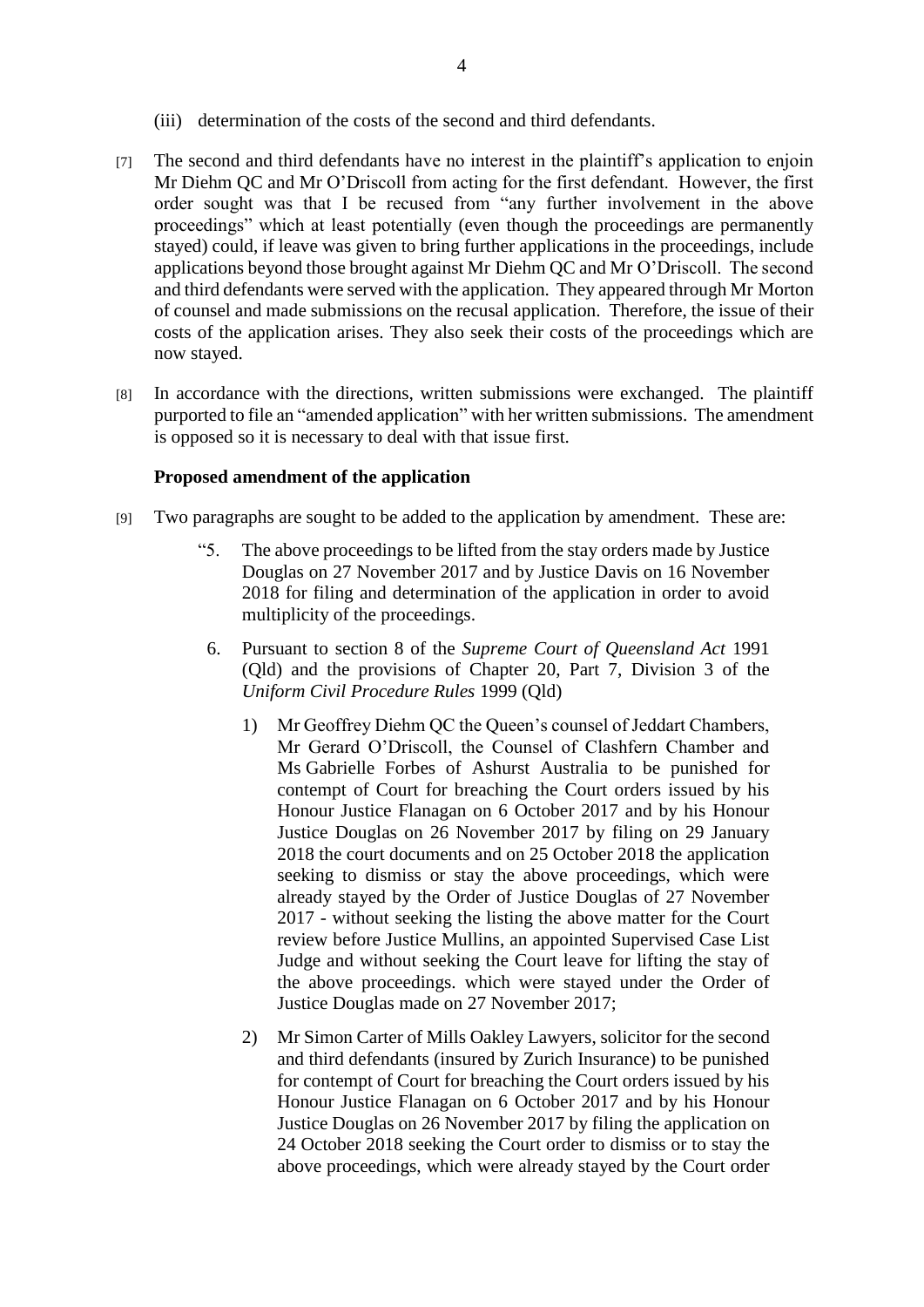(iii) determination of the costs of the second and third defendants.

[7] The second and third defendants have no interest in the plaintiff's application to enjoin Mr Diehm QC and Mr O'Driscoll from acting for the first defendant. However, the first order sought was that I be recused from "any further involvement in the above proceedings" which at least potentially (even though the proceedings are permanently stayed) could, if leave was given to bring further applications in the proceedings, include applications beyond those brought against Mr Diehm QC and Mr O'Driscoll. The second and third defendants were served with the application. They appeared through Mr Morton of counsel and made submissions on the recusal application. Therefore, the issue of their costs of the application arises. They also seek their costs of the proceedings which are now stayed.

[8] In accordance with the directions, written submissions were exchanged. The plaintiff purported to file an "amended application" with her written submissions. The amendment is opposed so it is necessary to deal with that issue first.

### Proposed amendment of the application

[9] Two paragraphs are sought to be added to the application by amendment. These are:

> "5. The above proceedings to be lifted from the stay orders made by Justice Douglas on 27 November 2017 and by Justice Davis on 16 November 2018 for filing and determination of the application in order to avoid multiplicity of the proceedings.
>
> 6. Pursuant to section 8 of the *Supreme Court of Queensland Act* 1991 (Qld) and the provisions of Chapter 20, Part 7, Division 3 of the *Uniform Civil Procedure Rules* 1999 (Qld)
>
> 1) Mr Geoffrey Diehm QC the Queen's counsel of Jeddart Chambers, Mr Gerard O'Driscoll, the Counsel of Clashfern Chamber and Ms Gabrielle Forbes of Ashurst Australia to be punished for contempt of Court for breaching the Court orders issued by his Honour Justice Flanagan on 6 October 2017 and by his Honour Justice Douglas on 26 November 2017 by filing on 29 January 2018 the court documents and on 25 October 2018 the application seeking to dismiss or stay the above proceedings, which were already stayed by the Order of Justice Douglas of 27 November 2017 - without seeking the listing the above matter for the Court review before Justice Mullins, an appointed Supervised Case List Judge and without seeking the Court leave for lifting the stay of the above proceedings. which were stayed under the Order of Justice Douglas made on 27 November 2017;
>
> 2) Mr Simon Carter of Mills Oakley Lawyers, solicitor for the second and third defendants (insured by Zurich Insurance) to be punished for contempt of Court for breaching the Court orders issued by his Honour Justice Flanagan on 6 October 2017 and by his Honour Justice Douglas on 26 November 2017 by filing the application on 24 October 2018 seeking the Court order to dismiss or to stay the above proceedings, which were already stayed by the Court order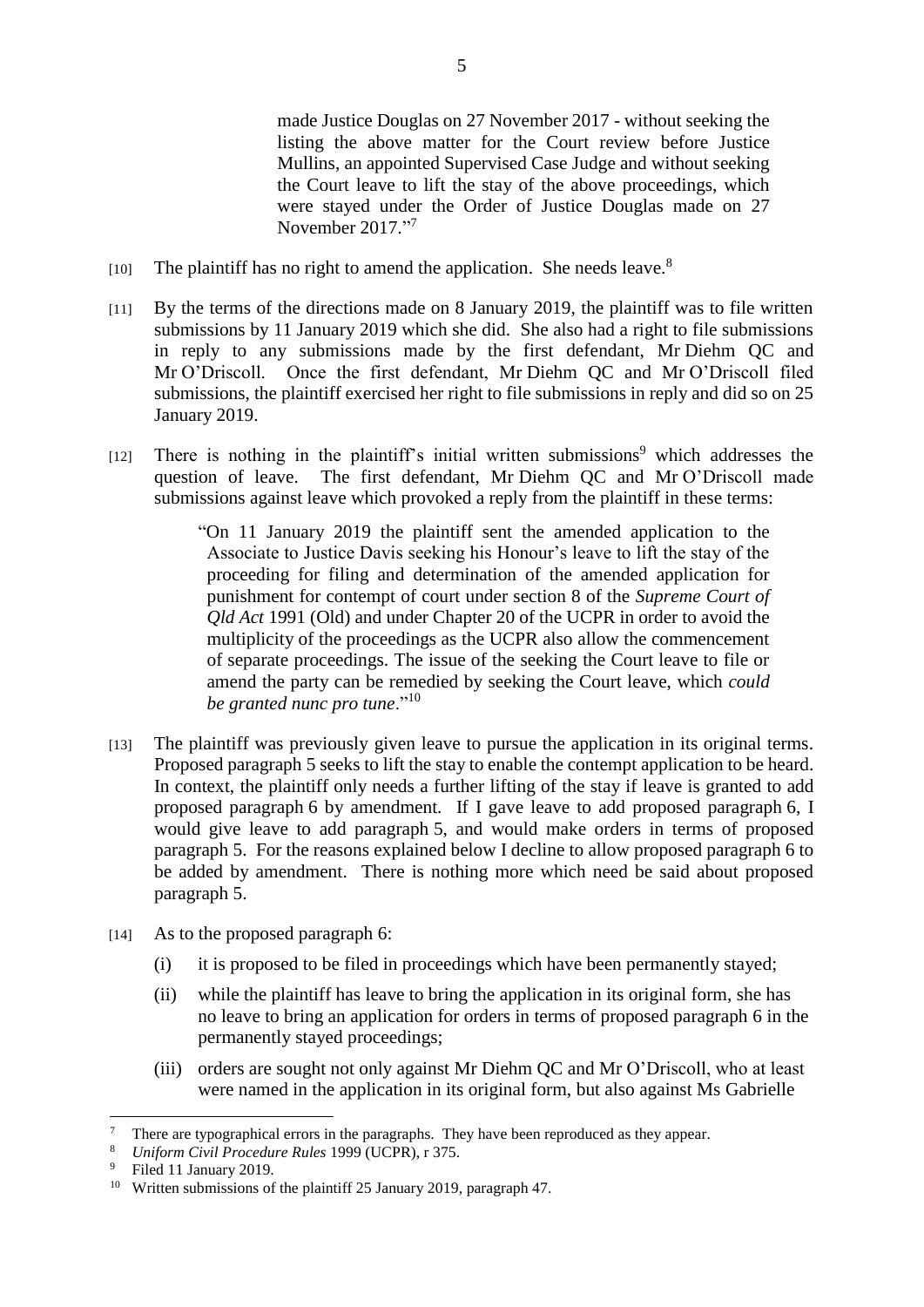> made Justice Douglas on 27 November 2017 - without seeking the listing the above matter for the Court review before Justice Mullins, an appointed Supervised Case Judge and without seeking the Court leave to lift the stay of the above proceedings, which were stayed under the Order of Justice Douglas made on 27 November 2017."[7]

[10] The plaintiff has no right to amend the application. She needs leave.[8]

[11] By the terms of the directions made on 8 January 2019, the plaintiff was to file written submissions by 11 January 2019 which she did. She also had a right to file submissions in reply to any submissions made by the first defendant, Mr Diehm QC and Mr O'Driscoll. Once the first defendant, Mr Diehm QC and Mr O'Driscoll filed submissions, the plaintiff exercised her right to file submissions in reply and did so on 25 January 2019.

[12] There is nothing in the plaintiff's initial written submissions[9] which addresses the question of leave. The first defendant, Mr Diehm QC and Mr O'Driscoll made submissions against leave which provoked a reply from the plaintiff in these terms:

> "On 11 January 2019 the plaintiff sent the amended application to the Associate to Justice Davis seeking his Honour's leave to lift the stay of the proceeding for filing and determination of the amended application for punishment for contempt of court under section 8 of the *Supreme Court of Qld Act* 1991 (Old) and under Chapter 20 of the UCPR in order to avoid the multiplicity of the proceedings as the UCPR also allow the commencement of separate proceedings. The issue of the seeking the Court leave to file or amend the party can be remedied by seeking the Court leave, which *could be granted nunc pro tune*."[10]

[13] The plaintiff was previously given leave to pursue the application in its original terms. Proposed paragraph 5 seeks to lift the stay to enable the contempt application to be heard. In context, the plaintiff only needs a further lifting of the stay if leave is granted to add proposed paragraph 6 by amendment. If I gave leave to add proposed paragraph 6, I would give leave to add paragraph 5, and would make orders in terms of proposed paragraph 5. For the reasons explained below I decline to allow proposed paragraph 6 to be added by amendment. There is nothing more which need be said about proposed paragraph 5.

[14] As to the proposed paragraph 6:

(i) it is proposed to be filed in proceedings which have been permanently stayed;

(ii) while the plaintiff has leave to bring the application in its original form, she has no leave to bring an application for orders in terms of proposed paragraph 6 in the permanently stayed proceedings;

(iii) orders are sought not only against Mr Diehm QC and Mr O'Driscoll, who at least were named in the application in its original form, but also against Ms Gabrielle

---

[7] There are typographical errors in the paragraphs. They have been reproduced as they appear.

[8] *Uniform Civil Procedure Rules* 1999 (UCPR), r 375.

[9] Filed 11 January 2019.

[10] Written submissions of the plaintiff 25 January 2019, paragraph 47.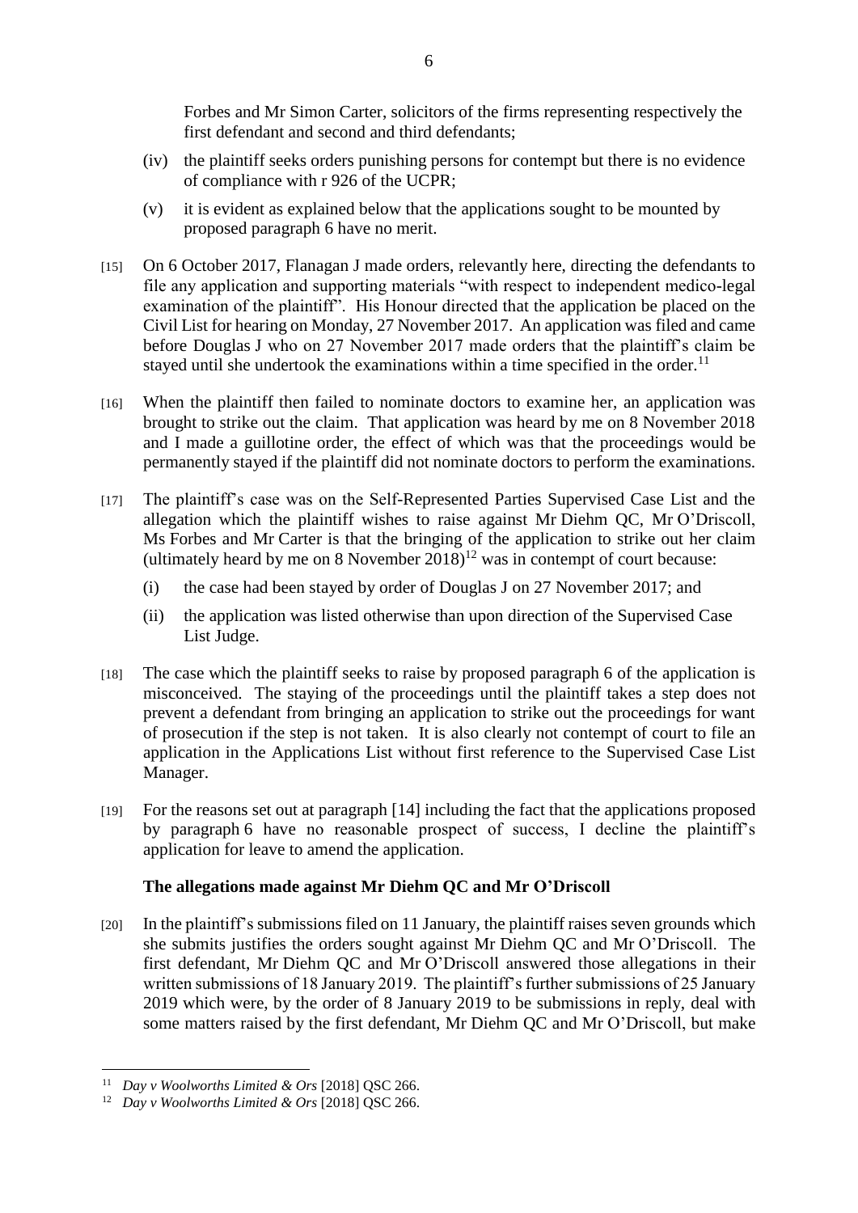Forbes and Mr Simon Carter, solicitors of the firms representing respectively the first defendant and second and third defendants;

(iv) the plaintiff seeks orders punishing persons for contempt but there is no evidence of compliance with r 926 of the UCPR;

(v) it is evident as explained below that the applications sought to be mounted by proposed paragraph 6 have no merit.

[15] On 6 October 2017, Flanagan J made orders, relevantly here, directing the defendants to file any application and supporting materials "with respect to independent medico-legal examination of the plaintiff". His Honour directed that the application be placed on the Civil List for hearing on Monday, 27 November 2017. An application was filed and came before Douglas J who on 27 November 2017 made orders that the plaintiff's claim be stayed until she undertook the examinations within a time specified in the order.[11]

[16] When the plaintiff then failed to nominate doctors to examine her, an application was brought to strike out the claim. That application was heard by me on 8 November 2018 and I made a guillotine order, the effect of which was that the proceedings would be permanently stayed if the plaintiff did not nominate doctors to perform the examinations.

[17] The plaintiff's case was on the Self-Represented Parties Supervised Case List and the allegation which the plaintiff wishes to raise against Mr Diehm QC, Mr O'Driscoll, Ms Forbes and Mr Carter is that the bringing of the application to strike out her claim (ultimately heard by me on 8 November 2018)[12] was in contempt of court because:

(i) the case had been stayed by order of Douglas J on 27 November 2017; and

(ii) the application was listed otherwise than upon direction of the Supervised Case List Judge.

[18] The case which the plaintiff seeks to raise by proposed paragraph 6 of the application is misconceived. The staying of the proceedings until the plaintiff takes a step does not prevent a defendant from bringing an application to strike out the proceedings for want of prosecution if the step is not taken. It is also clearly not contempt of court to file an application in the Applications List without first reference to the Supervised Case List Manager.

[19] For the reasons set out at paragraph [14] including the fact that the applications proposed by paragraph 6 have no reasonable prospect of success, I decline the plaintiff's application for leave to amend the application.

### The allegations made against Mr Diehm QC and Mr O'Driscoll

[20] In the plaintiff's submissions filed on 11 January, the plaintiff raises seven grounds which she submits justifies the orders sought against Mr Diehm QC and Mr O'Driscoll. The first defendant, Mr Diehm QC and Mr O'Driscoll answered those allegations in their written submissions of 18 January 2019. The plaintiff's further submissions of 25 January 2019 which were, by the order of 8 January 2019 to be submissions in reply, deal with some matters raised by the first defendant, Mr Diehm QC and Mr O'Driscoll, but make

---

[11] *Day v Woolworths Limited & Ors* [2018] QSC 266.

[12] *Day v Woolworths Limited & Ors* [2018] QSC 266.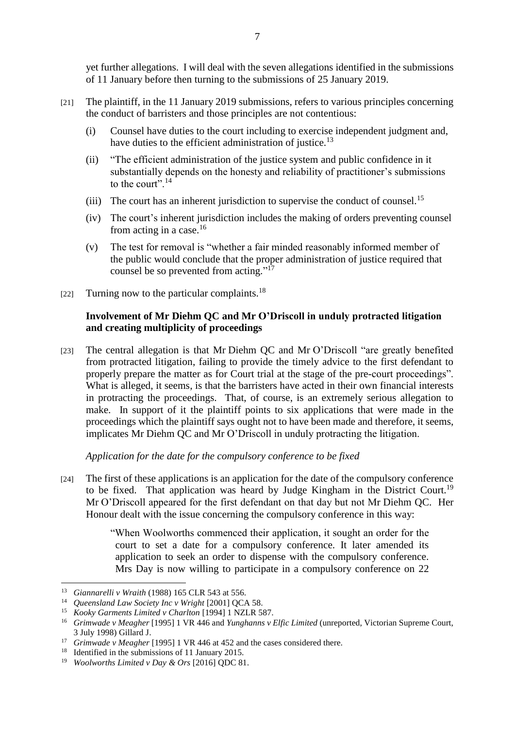yet further allegations. I will deal with the seven allegations identified in the submissions of 11 January before then turning to the submissions of 25 January 2019.

[21] The plaintiff, in the 11 January 2019 submissions, refers to various principles concerning the conduct of barristers and those principles are not contentious:

(i) Counsel have duties to the court including to exercise independent judgment and, have duties to the efficient administration of justice.[13]

(ii) "The efficient administration of the justice system and public confidence in it substantially depends on the honesty and reliability of practitioner's submissions to the court".[14]

(iii) The court has an inherent jurisdiction to supervise the conduct of counsel.[15]

(iv) The court's inherent jurisdiction includes the making of orders preventing counsel from acting in a case.[16]

(v) The test for removal is "whether a fair minded reasonably informed member of the public would conclude that the proper administration of justice required that counsel be so prevented from acting."[17]

[22] Turning now to the particular complaints.[18]

**Involvement of Mr Diehm QC and Mr O'Driscoll in unduly protracted litigation and creating multiplicity of proceedings**

[23] The central allegation is that Mr Diehm QC and Mr O'Driscoll "are greatly benefited from protracted litigation, failing to provide the timely advice to the first defendant to properly prepare the matter as for Court trial at the stage of the pre-court proceedings". What is alleged, it seems, is that the barristers have acted in their own financial interests in protracting the proceedings. That, of course, is an extremely serious allegation to make. In support of it the plaintiff points to six applications that were made in the proceedings which the plaintiff says ought not to have been made and therefore, it seems, implicates Mr Diehm QC and Mr O'Driscoll in unduly protracting the litigation.

*Application for the date for the compulsory conference to be fixed*

[24] The first of these applications is an application for the date of the compulsory conference to be fixed. That application was heard by Judge Kingham in the District Court.[19] Mr O'Driscoll appeared for the first defendant on that day but not Mr Diehm QC. Her Honour dealt with the issue concerning the compulsory conference in this way:

> "When Woolworths commenced their application, it sought an order for the court to set a date for a compulsory conference. It later amended its application to seek an order to dispense with the compulsory conference. Mrs Day is now willing to participate in a compulsory conference on 22

---

[13] *Giannarelli v Wraith* (1988) 165 CLR 543 at 556.

[14] *Queensland Law Society Inc v Wright* [2001] QCA 58.

[15] *Kooky Garments Limited v Charlton* [1994] 1 NZLR 587.

[16] *Grimwade v Meagher* [1995] 1 VR 446 and *Yunghanns v Elfic Limited* (unreported, Victorian Supreme Court, 3 July 1998) Gillard J.

[17] *Grimwade v Meagher* [1995] 1 VR 446 at 452 and the cases considered there.

[18] Identified in the submissions of 11 January 2015.

[19] *Woolworths Limited v Day & Ors* [2016] QDC 81.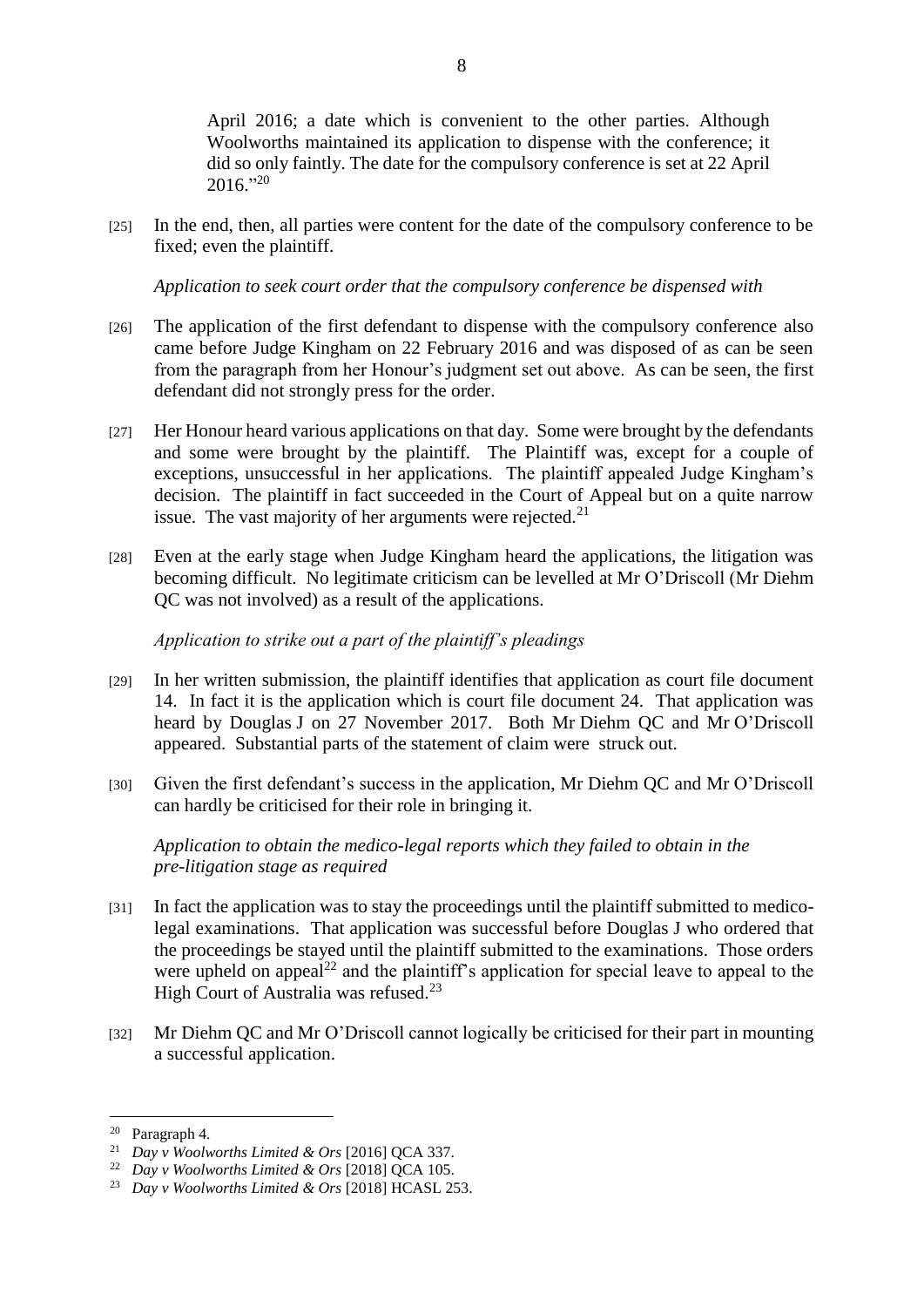April 2016; a date which is convenient to the other parties. Although Woolworths maintained its application to dispense with the conference; it did so only faintly. The date for the compulsory conference is set at 22 April 2016."[20]

[25] In the end, then, all parties were content for the date of the compulsory conference to be fixed; even the plaintiff.

*Application to seek court order that the compulsory conference be dispensed with*

[26] The application of the first defendant to dispense with the compulsory conference also came before Judge Kingham on 22 February 2016 and was disposed of as can be seen from the paragraph from her Honour's judgment set out above. As can be seen, the first defendant did not strongly press for the order.

[27] Her Honour heard various applications on that day. Some were brought by the defendants and some were brought by the plaintiff. The Plaintiff was, except for a couple of exceptions, unsuccessful in her applications. The plaintiff appealed Judge Kingham's decision. The plaintiff in fact succeeded in the Court of Appeal but on a quite narrow issue. The vast majority of her arguments were rejected.[21]

[28] Even at the early stage when Judge Kingham heard the applications, the litigation was becoming difficult. No legitimate criticism can be levelled at Mr O'Driscoll (Mr Diehm QC was not involved) as a result of the applications.

*Application to strike out a part of the plaintiff's pleadings*

[29] In her written submission, the plaintiff identifies that application as court file document 14. In fact it is the application which is court file document 24. That application was heard by Douglas J on 27 November 2017. Both Mr Diehm QC and Mr O'Driscoll appeared. Substantial parts of the statement of claim were struck out.

[30] Given the first defendant's success in the application, Mr Diehm QC and Mr O'Driscoll can hardly be criticised for their role in bringing it.

*Application to obtain the medico-legal reports which they failed to obtain in the pre-litigation stage as required*

[31] In fact the application was to stay the proceedings until the plaintiff submitted to medico-legal examinations. That application was successful before Douglas J who ordered that the proceedings be stayed until the plaintiff submitted to the examinations. Those orders were upheld on appeal[22] and the plaintiff's application for special leave to appeal to the High Court of Australia was refused.[23]

[32] Mr Diehm QC and Mr O'Driscoll cannot logically be criticised for their part in mounting a successful application.

---

[20] Paragraph 4.

[21] *Day v Woolworths Limited & Ors* [2016] QCA 337.

[22] *Day v Woolworths Limited & Ors* [2018] QCA 105.

[23] *Day v Woolworths Limited & Ors* [2018] HCASL 253.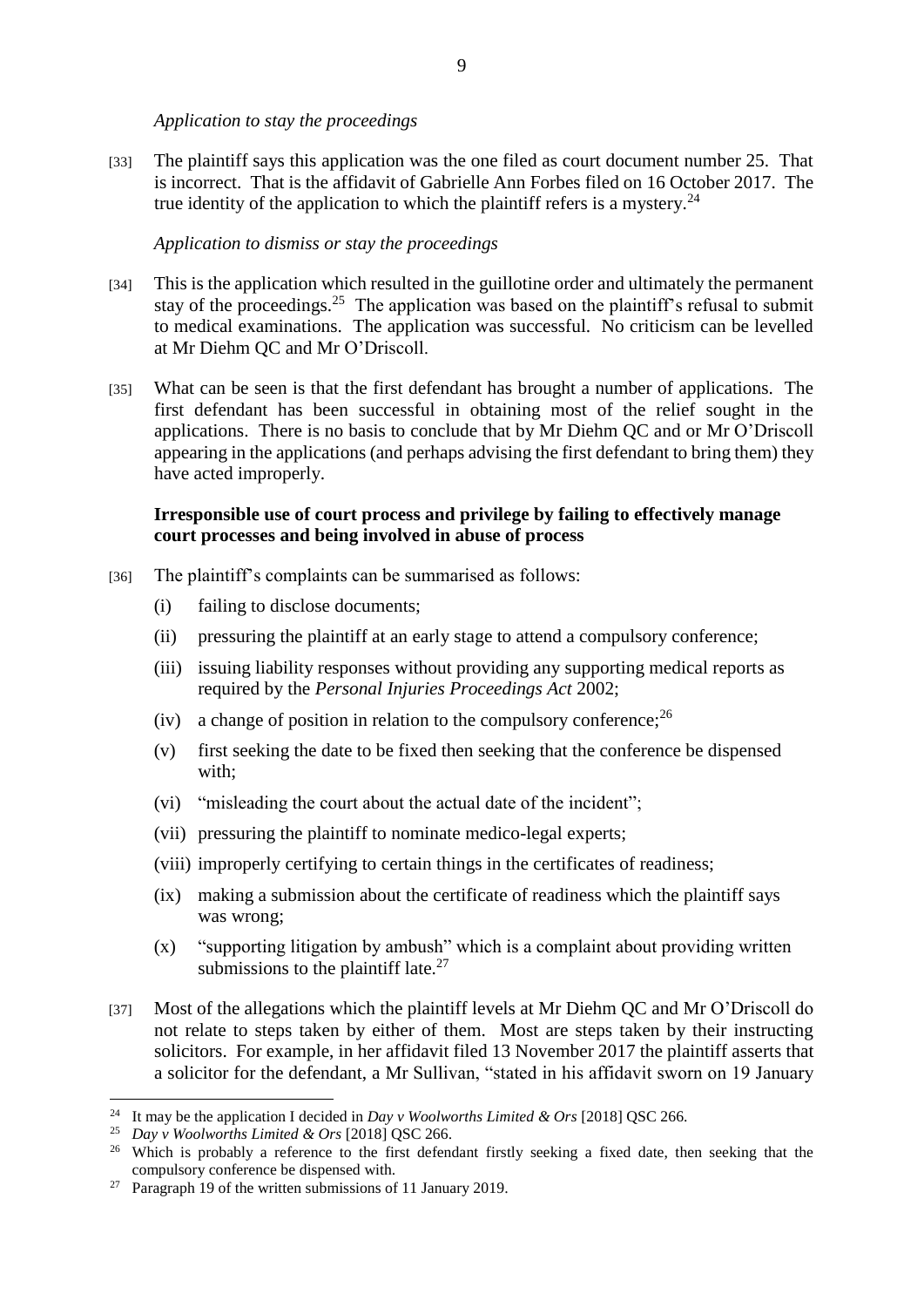*Application to stay the proceedings*

[33] The plaintiff says this application was the one filed as court document number 25. That is incorrect. That is the affidavit of Gabrielle Ann Forbes filed on 16 October 2017. The true identity of the application to which the plaintiff refers is a mystery.[24]

*Application to dismiss or stay the proceedings*

[34] This is the application which resulted in the guillotine order and ultimately the permanent stay of the proceedings.[25] The application was based on the plaintiff's refusal to submit to medical examinations. The application was successful. No criticism can be levelled at Mr Diehm QC and Mr O'Driscoll.

[35] What can be seen is that the first defendant has brought a number of applications. The first defendant has been successful in obtaining most of the relief sought in the applications. There is no basis to conclude that by Mr Diehm QC and or Mr O'Driscoll appearing in the applications (and perhaps advising the first defendant to bring them) they have acted improperly.

**Irresponsible use of court process and privilege by failing to effectively manage court processes and being involved in abuse of process**

[36] The plaintiff's complaints can be summarised as follows:

(i) failing to disclose documents;

(ii) pressuring the plaintiff at an early stage to attend a compulsory conference;

(iii) issuing liability responses without providing any supporting medical reports as required by the *Personal Injuries Proceedings Act* 2002;

(iv) a change of position in relation to the compulsory conference;[26]

(v) first seeking the date to be fixed then seeking that the conference be dispensed with;

(vi) "misleading the court about the actual date of the incident";

(vii) pressuring the plaintiff to nominate medico-legal experts;

(viii) improperly certifying to certain things in the certificates of readiness;

(ix) making a submission about the certificate of readiness which the plaintiff says was wrong;

(x) "supporting litigation by ambush" which is a complaint about providing written submissions to the plaintiff late.[27]

[37] Most of the allegations which the plaintiff levels at Mr Diehm QC and Mr O'Driscoll do not relate to steps taken by either of them. Most are steps taken by their instructing solicitors. For example, in her affidavit filed 13 November 2017 the plaintiff asserts that a solicitor for the defendant, a Mr Sullivan, "stated in his affidavit sworn on 19 January

---

[24] It may be the application I decided in *Day v Woolworths Limited & Ors* [2018] QSC 266.

[25] *Day v Woolworths Limited & Ors* [2018] QSC 266.

[26] Which is probably a reference to the first defendant firstly seeking a fixed date, then seeking that the compulsory conference be dispensed with.

[27] Paragraph 19 of the written submissions of 11 January 2019.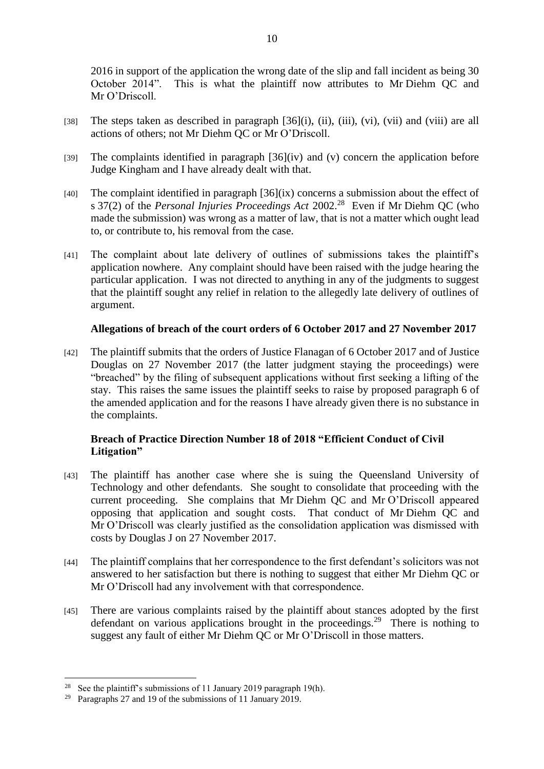2016 in support of the application the wrong date of the slip and fall incident as being 30 October 2014". This is what the plaintiff now attributes to Mr Diehm QC and Mr O'Driscoll.

[38] The steps taken as described in paragraph [36](i), (ii), (iii), (vi), (vii) and (viii) are all actions of others; not Mr Diehm QC or Mr O'Driscoll.

[39] The complaints identified in paragraph [36](iv) and (v) concern the application before Judge Kingham and I have already dealt with that.

[40] The complaint identified in paragraph [36](ix) concerns a submission about the effect of s 37(2) of the *Personal Injuries Proceedings Act* 2002.[28] Even if Mr Diehm QC (who made the submission) was wrong as a matter of law, that is not a matter which ought lead to, or contribute to, his removal from the case.

[41] The complaint about late delivery of outlines of submissions takes the plaintiff's application nowhere. Any complaint should have been raised with the judge hearing the particular application. I was not directed to anything in any of the judgments to suggest that the plaintiff sought any relief in relation to the allegedly late delivery of outlines of argument.

### Allegations of breach of the court orders of 6 October 2017 and 27 November 2017

[42] The plaintiff submits that the orders of Justice Flanagan of 6 October 2017 and of Justice Douglas on 27 November 2017 (the latter judgment staying the proceedings) were "breached" by the filing of subsequent applications without first seeking a lifting of the stay. This raises the same issues the plaintiff seeks to raise by proposed paragraph 6 of the amended application and for the reasons I have already given there is no substance in the complaints.

### Breach of Practice Direction Number 18 of 2018 "Efficient Conduct of Civil Litigation"

[43] The plaintiff has another case where she is suing the Queensland University of Technology and other defendants. She sought to consolidate that proceeding with the current proceeding. She complains that Mr Diehm QC and Mr O'Driscoll appeared opposing that application and sought costs. That conduct of Mr Diehm QC and Mr O'Driscoll was clearly justified as the consolidation application was dismissed with costs by Douglas J on 27 November 2017.

[44] The plaintiff complains that her correspondence to the first defendant's solicitors was not answered to her satisfaction but there is nothing to suggest that either Mr Diehm QC or Mr O'Driscoll had any involvement with that correspondence.

[45] There are various complaints raised by the plaintiff about stances adopted by the first defendant on various applications brought in the proceedings.[29] There is nothing to suggest any fault of either Mr Diehm QC or Mr O'Driscoll in those matters.

---

[28] See the plaintiff's submissions of 11 January 2019 paragraph 19(h).

[29] Paragraphs 27 and 19 of the submissions of 11 January 2019.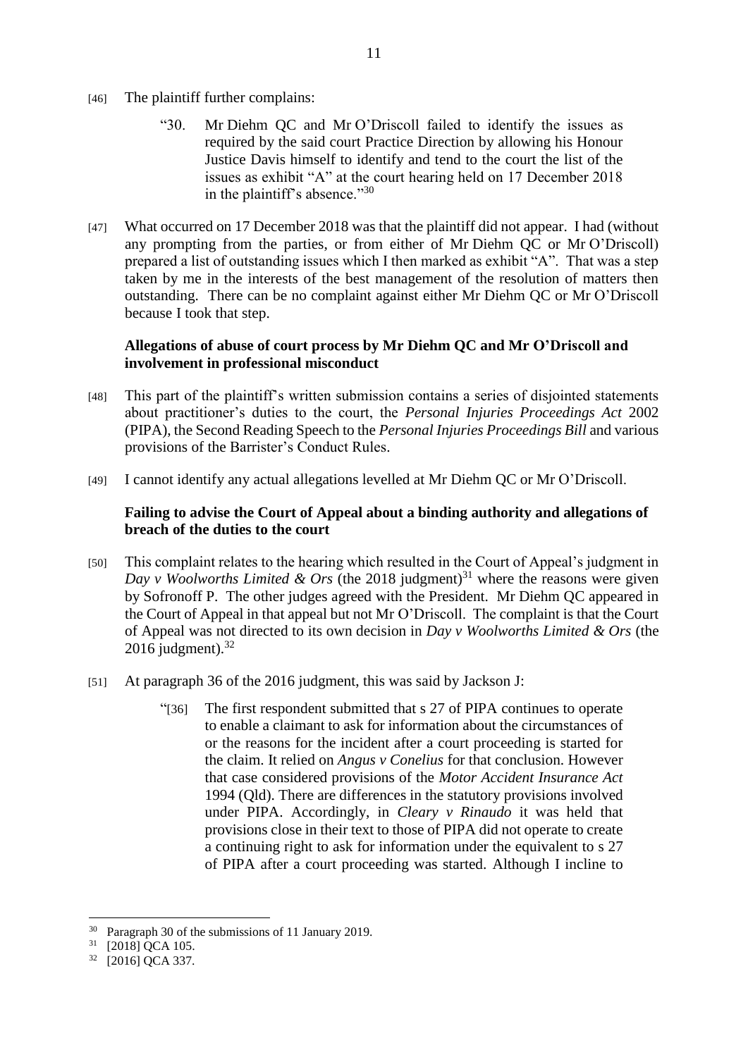[46] The plaintiff further complains:

> "30. Mr Diehm QC and Mr O'Driscoll failed to identify the issues as required by the said court Practice Direction by allowing his Honour Justice Davis himself to identify and tend to the court the list of the issues as exhibit "A" at the court hearing held on 17 December 2018 in the plaintiff's absence."[30]

[47] What occurred on 17 December 2018 was that the plaintiff did not appear. I had (without any prompting from the parties, or from either of Mr Diehm QC or Mr O'Driscoll) prepared a list of outstanding issues which I then marked as exhibit "A". That was a step taken by me in the interests of the best management of the resolution of matters then outstanding. There can be no complaint against either Mr Diehm QC or Mr O'Driscoll because I took that step.

**Allegations of abuse of court process by Mr Diehm QC and Mr O'Driscoll and involvement in professional misconduct**

[48] This part of the plaintiff's written submission contains a series of disjointed statements about practitioner's duties to the court, the *Personal Injuries Proceedings Act* 2002 (PIPA), the Second Reading Speech to the *Personal Injuries Proceedings Bill* and various provisions of the Barrister's Conduct Rules.

[49] I cannot identify any actual allegations levelled at Mr Diehm QC or Mr O'Driscoll.

**Failing to advise the Court of Appeal about a binding authority and allegations of breach of the duties to the court**

[50] This complaint relates to the hearing which resulted in the Court of Appeal's judgment in *Day v Woolworths Limited & Ors* (the 2018 judgment)[31] where the reasons were given by Sofronoff P. The other judges agreed with the President. Mr Diehm QC appeared in the Court of Appeal in that appeal but not Mr O'Driscoll. The complaint is that the Court of Appeal was not directed to its own decision in *Day v Woolworths Limited & Ors* (the 2016 judgment).[32]

[51] At paragraph 36 of the 2016 judgment, this was said by Jackson J:

> "[36] The first respondent submitted that s 27 of PIPA continues to operate to enable a claimant to ask for information about the circumstances of or the reasons for the incident after a court proceeding is started for the claim. It relied on *Angus v Conelius* for that conclusion. However that case considered provisions of the *Motor Accident Insurance Act* 1994 (Qld). There are differences in the statutory provisions involved under PIPA. Accordingly, in *Cleary v Rinaudo* it was held that provisions close in their text to those of PIPA did not operate to create a continuing right to ask for information under the equivalent to s 27 of PIPA after a court proceeding was started. Although I incline to

---

[30] Paragraph 30 of the submissions of 11 January 2019.

[31] [2018] QCA 105.

[32] [2016] QCA 337.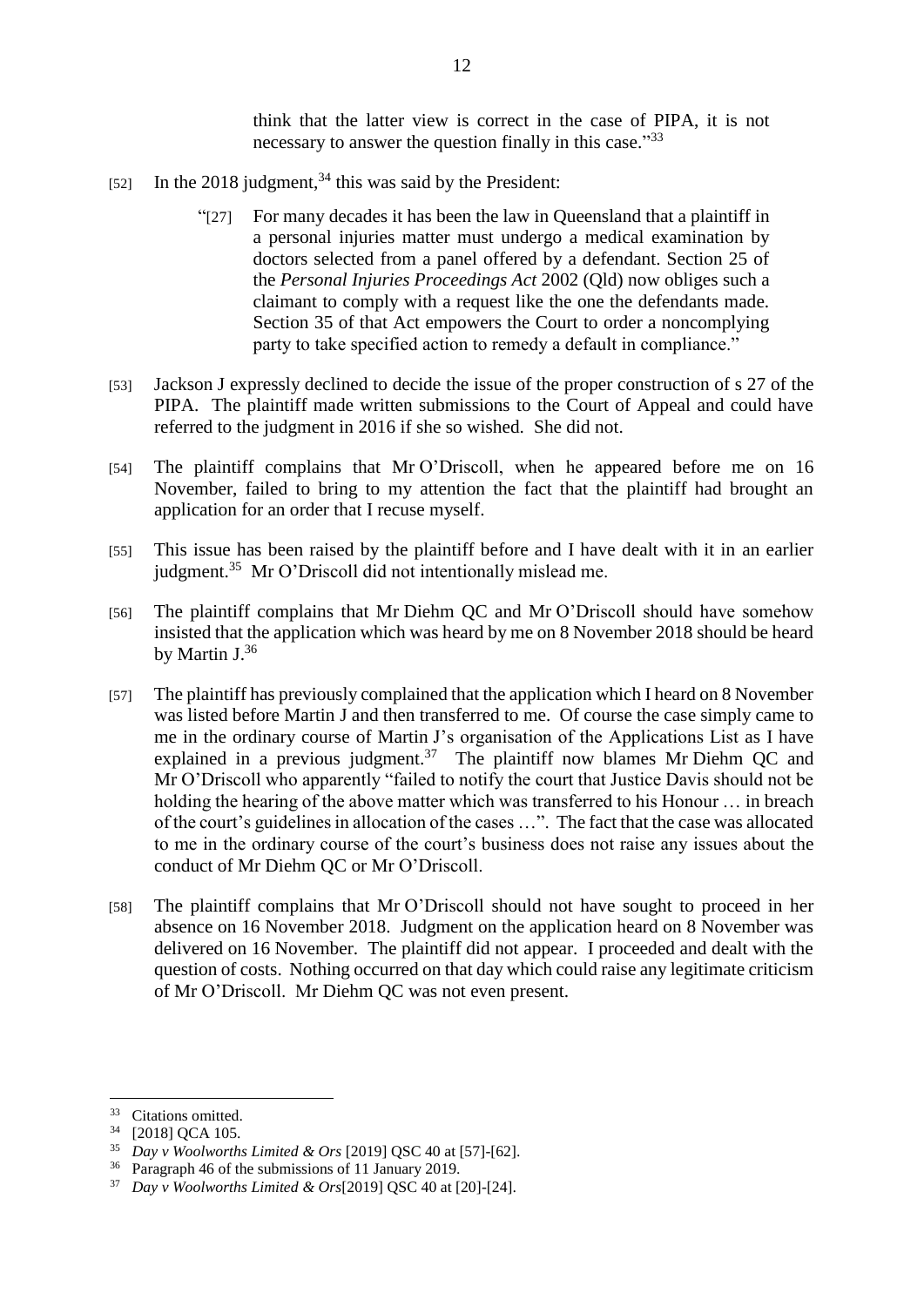> think that the latter view is correct in the case of PIPA, it is not necessary to answer the question finally in this case."[33]

[52] In the 2018 judgment,[34] this was said by the President:

> "[27] For many decades it has been the law in Queensland that a plaintiff in a personal injuries matter must undergo a medical examination by doctors selected from a panel offered by a defendant. Section 25 of the *Personal Injuries Proceedings Act* 2002 (Qld) now obliges such a claimant to comply with a request like the one the defendants made. Section 35 of that Act empowers the Court to order a noncomplying party to take specified action to remedy a default in compliance."

[53] Jackson J expressly declined to decide the issue of the proper construction of s 27 of the PIPA. The plaintiff made written submissions to the Court of Appeal and could have referred to the judgment in 2016 if she so wished. She did not.

[54] The plaintiff complains that Mr O'Driscoll, when he appeared before me on 16 November, failed to bring to my attention the fact that the plaintiff had brought an application for an order that I recuse myself.

[55] This issue has been raised by the plaintiff before and I have dealt with it in an earlier judgment.[35] Mr O'Driscoll did not intentionally mislead me.

[56] The plaintiff complains that Mr Diehm QC and Mr O'Driscoll should have somehow insisted that the application which was heard by me on 8 November 2018 should be heard by Martin J.[36]

[57] The plaintiff has previously complained that the application which I heard on 8 November was listed before Martin J and then transferred to me. Of course the case simply came to me in the ordinary course of Martin J's organisation of the Applications List as I have explained in a previous judgment.[37] The plaintiff now blames Mr Diehm QC and Mr O'Driscoll who apparently "failed to notify the court that Justice Davis should not be holding the hearing of the above matter which was transferred to his Honour … in breach of the court's guidelines in allocation of the cases …". The fact that the case was allocated to me in the ordinary course of the court's business does not raise any issues about the conduct of Mr Diehm QC or Mr O'Driscoll.

[58] The plaintiff complains that Mr O'Driscoll should not have sought to proceed in her absence on 16 November 2018. Judgment on the application heard on 8 November was delivered on 16 November. The plaintiff did not appear. I proceeded and dealt with the question of costs. Nothing occurred on that day which could raise any legitimate criticism of Mr O'Driscoll. Mr Diehm QC was not even present.

---

[33] Citations omitted.

[34] [2018] QCA 105.

[35] *Day v Woolworths Limited & Ors* [2019] QSC 40 at [57]-[62].

[36] Paragraph 46 of the submissions of 11 January 2019.

[37] *Day v Woolworths Limited & Ors*[2019] QSC 40 at [20]-[24].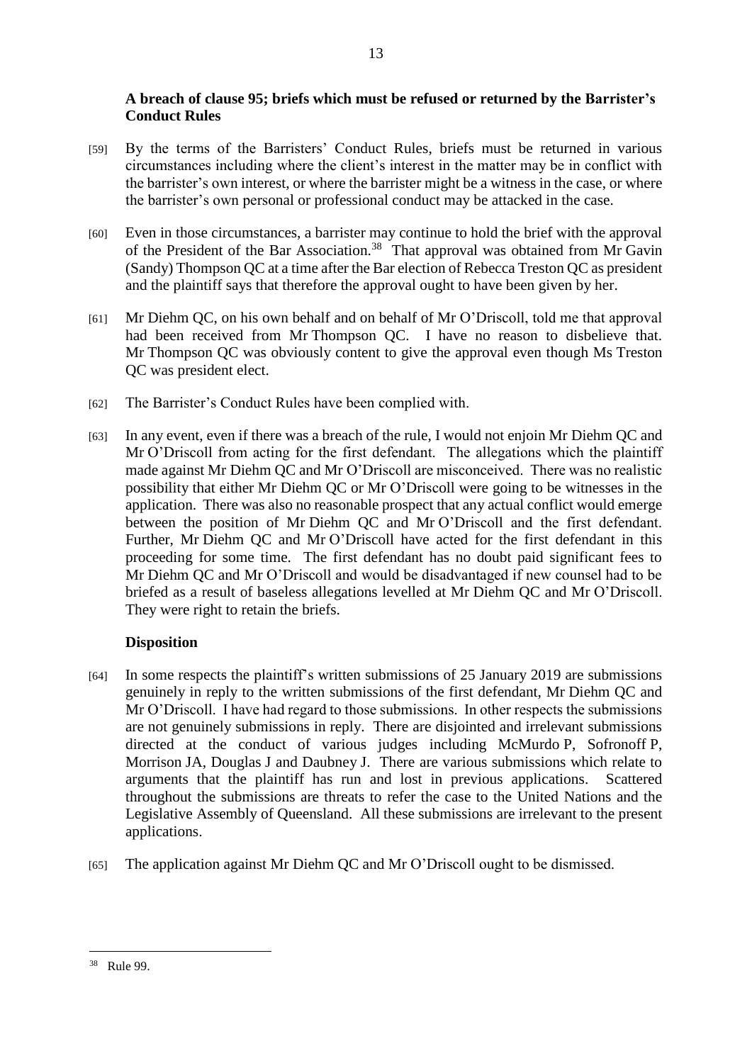**A breach of clause 95; briefs which must be refused or returned by the Barrister's Conduct Rules**

[59] By the terms of the Barristers' Conduct Rules, briefs must be returned in various circumstances including where the client's interest in the matter may be in conflict with the barrister's own interest, or where the barrister might be a witness in the case, or where the barrister's own personal or professional conduct may be attacked in the case.

[60] Even in those circumstances, a barrister may continue to hold the brief with the approval of the President of the Bar Association.[38] That approval was obtained from Mr Gavin (Sandy) Thompson QC at a time after the Bar election of Rebecca Treston QC as president and the plaintiff says that therefore the approval ought to have been given by her.

[61] Mr Diehm QC, on his own behalf and on behalf of Mr O'Driscoll, told me that approval had been received from Mr Thompson QC. I have no reason to disbelieve that. Mr Thompson QC was obviously content to give the approval even though Ms Treston QC was president elect.

[62] The Barrister's Conduct Rules have been complied with.

[63] In any event, even if there was a breach of the rule, I would not enjoin Mr Diehm QC and Mr O'Driscoll from acting for the first defendant. The allegations which the plaintiff made against Mr Diehm QC and Mr O'Driscoll are misconceived. There was no realistic possibility that either Mr Diehm QC or Mr O'Driscoll were going to be witnesses in the application. There was also no reasonable prospect that any actual conflict would emerge between the position of Mr Diehm QC and Mr O'Driscoll and the first defendant. Further, Mr Diehm QC and Mr O'Driscoll have acted for the first defendant in this proceeding for some time. The first defendant has no doubt paid significant fees to Mr Diehm QC and Mr O'Driscoll and would be disadvantaged if new counsel had to be briefed as a result of baseless allegations levelled at Mr Diehm QC and Mr O'Driscoll. They were right to retain the briefs.

**Disposition**

[64] In some respects the plaintiff's written submissions of 25 January 2019 are submissions genuinely in reply to the written submissions of the first defendant, Mr Diehm QC and Mr O'Driscoll. I have had regard to those submissions. In other respects the submissions are not genuinely submissions in reply. There are disjointed and irrelevant submissions directed at the conduct of various judges including McMurdo P, Sofronoff P, Morrison JA, Douglas J and Daubney J. There are various submissions which relate to arguments that the plaintiff has run and lost in previous applications. Scattered throughout the submissions are threats to refer the case to the United Nations and the Legislative Assembly of Queensland. All these submissions are irrelevant to the present applications.

[65] The application against Mr Diehm QC and Mr O'Driscoll ought to be dismissed.

---

[38] Rule 99.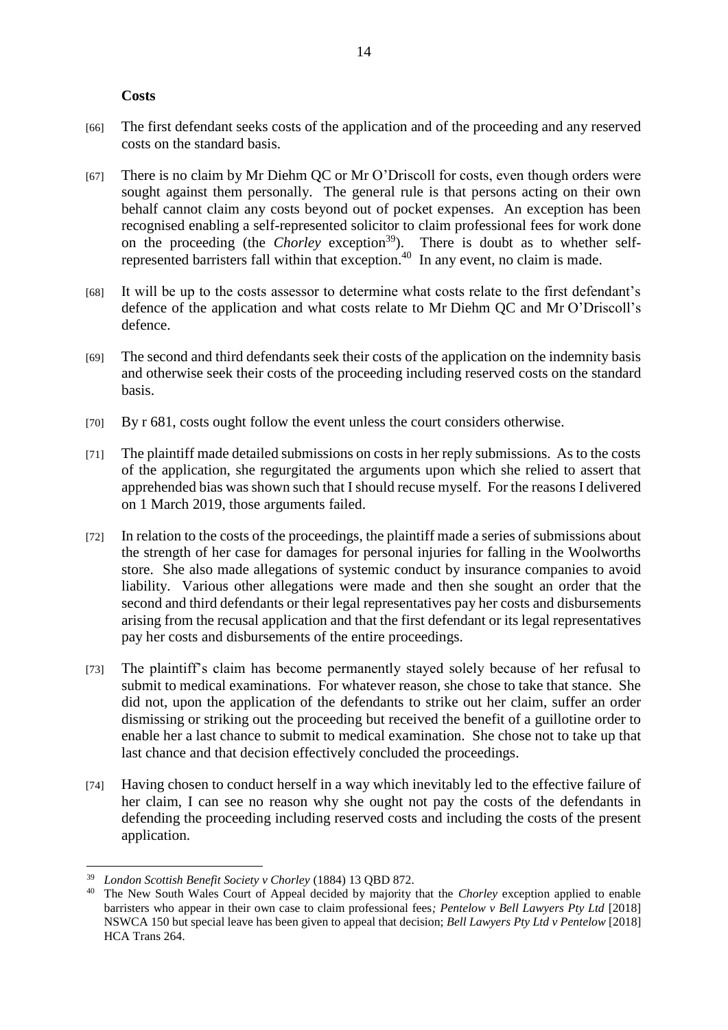**Costs**

[66] The first defendant seeks costs of the application and of the proceeding and any reserved costs on the standard basis.

[67] There is no claim by Mr Diehm QC or Mr O'Driscoll for costs, even though orders were sought against them personally. The general rule is that persons acting on their own behalf cannot claim any costs beyond out of pocket expenses. An exception has been recognised enabling a self-represented solicitor to claim professional fees for work done on the proceeding (the *Chorley* exception[39]). There is doubt as to whether self-represented barristers fall within that exception.[40] In any event, no claim is made.

[68] It will be up to the costs assessor to determine what costs relate to the first defendant's defence of the application and what costs relate to Mr Diehm QC and Mr O'Driscoll's defence.

[69] The second and third defendants seek their costs of the application on the indemnity basis and otherwise seek their costs of the proceeding including reserved costs on the standard basis.

[70] By r 681, costs ought follow the event unless the court considers otherwise.

[71] The plaintiff made detailed submissions on costs in her reply submissions. As to the costs of the application, she regurgitated the arguments upon which she relied to assert that apprehended bias was shown such that I should recuse myself. For the reasons I delivered on 1 March 2019, those arguments failed.

[72] In relation to the costs of the proceedings, the plaintiff made a series of submissions about the strength of her case for damages for personal injuries for falling in the Woolworths store. She also made allegations of systemic conduct by insurance companies to avoid liability. Various other allegations were made and then she sought an order that the second and third defendants or their legal representatives pay her costs and disbursements arising from the recusal application and that the first defendant or its legal representatives pay her costs and disbursements of the entire proceedings.

[73] The plaintiff's claim has become permanently stayed solely because of her refusal to submit to medical examinations. For whatever reason, she chose to take that stance. She did not, upon the application of the defendants to strike out her claim, suffer an order dismissing or striking out the proceeding but received the benefit of a guillotine order to enable her a last chance to submit to medical examination. She chose not to take up that last chance and that decision effectively concluded the proceedings.

[74] Having chosen to conduct herself in a way which inevitably led to the effective failure of her claim, I can see no reason why she ought not pay the costs of the defendants in defending the proceeding including reserved costs and including the costs of the present application.

---

[39] *London Scottish Benefit Society v Chorley* (1884) 13 QBD 872.

[40] The New South Wales Court of Appeal decided by majority that the *Chorley* exception applied to enable barristers who appear in their own case to claim professional fees*; Pentelow v Bell Lawyers Pty Ltd* [2018] NSWCA 150 but special leave has been given to appeal that decision; *Bell Lawyers Pty Ltd v Pentelow* [2018] HCA Trans 264.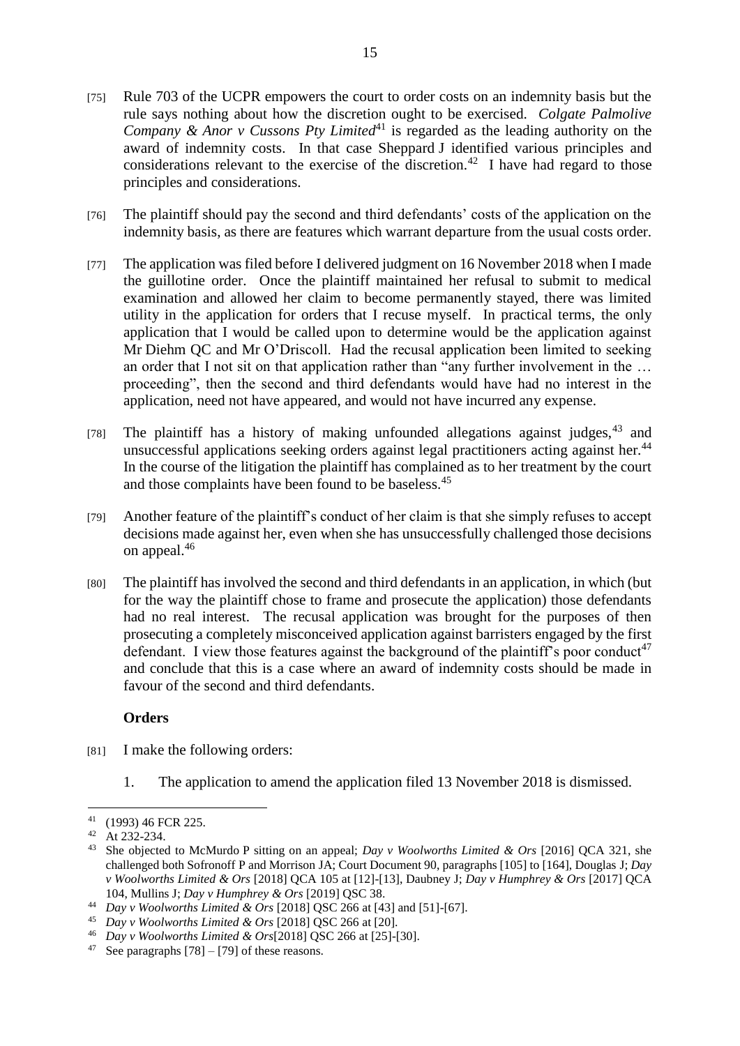[75] Rule 703 of the UCPR empowers the court to order costs on an indemnity basis but the rule says nothing about how the discretion ought to be exercised. *Colgate Palmolive Company & Anor v Cussons Pty Limited*[41] is regarded as the leading authority on the award of indemnity costs. In that case Sheppard J identified various principles and considerations relevant to the exercise of the discretion.[42] I have had regard to those principles and considerations.

[76] The plaintiff should pay the second and third defendants' costs of the application on the indemnity basis, as there are features which warrant departure from the usual costs order.

[77] The application was filed before I delivered judgment on 16 November 2018 when I made the guillotine order. Once the plaintiff maintained her refusal to submit to medical examination and allowed her claim to become permanently stayed, there was limited utility in the application for orders that I recuse myself. In practical terms, the only application that I would be called upon to determine would be the application against Mr Diehm QC and Mr O'Driscoll. Had the recusal application been limited to seeking an order that I not sit on that application rather than "any further involvement in the … proceeding", then the second and third defendants would have had no interest in the application, need not have appeared, and would not have incurred any expense.

[78] The plaintiff has a history of making unfounded allegations against judges,[43] and unsuccessful applications seeking orders against legal practitioners acting against her.[44] In the course of the litigation the plaintiff has complained as to her treatment by the court and those complaints have been found to be baseless.[45]

[79] Another feature of the plaintiff's conduct of her claim is that she simply refuses to accept decisions made against her, even when she has unsuccessfully challenged those decisions on appeal.[46]

[80] The plaintiff has involved the second and third defendants in an application, in which (but for the way the plaintiff chose to frame and prosecute the application) those defendants had no real interest. The recusal application was brought for the purposes of then prosecuting a completely misconceived application against barristers engaged by the first defendant. I view those features against the background of the plaintiff's poor conduct[47] and conclude that this is a case where an award of indemnity costs should be made in favour of the second and third defendants.

**Orders**

[81] I make the following orders:

1. The application to amend the application filed 13 November 2018 is dismissed.

---

[41] (1993) 46 FCR 225.

[42] At 232-234.

[43] She objected to McMurdo P sitting on an appeal; *Day v Woolworths Limited & Ors* [2016] QCA 321, she challenged both Sofronoff P and Morrison JA; Court Document 90, paragraphs [105] to [164], Douglas J; *Day v Woolworths Limited & Ors* [2018] QCA 105 at [12]-[13], Daubney J; *Day v Humphrey & Ors* [2017] QCA 104, Mullins J; *Day v Humphrey & Ors* [2019] QSC 38.

[44] *Day v Woolworths Limited & Ors* [2018] QSC 266 at [43] and [51]-[67].

[45] *Day v Woolworths Limited & Ors* [2018] QSC 266 at [20].

[46] *Day v Woolworths Limited & Ors*[2018] QSC 266 at [25]-[30].

[47] See paragraphs [78] – [79] of these reasons.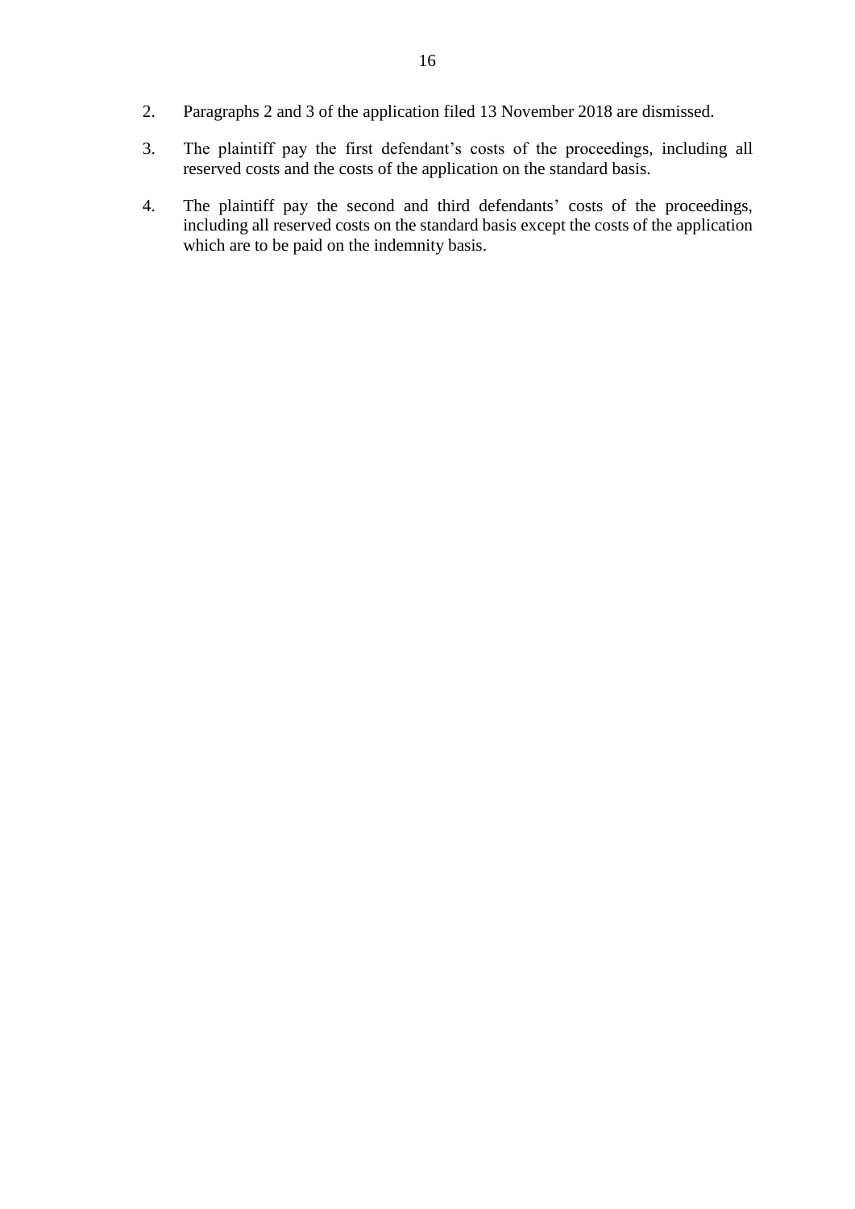2. Paragraphs 2 and 3 of the application filed 13 November 2018 are dismissed.

3. The plaintiff pay the first defendant's costs of the proceedings, including all reserved costs and the costs of the application on the standard basis.

4. The plaintiff pay the second and third defendants' costs of the proceedings, including all reserved costs on the standard basis except the costs of the application which are to be paid on the indemnity basis.